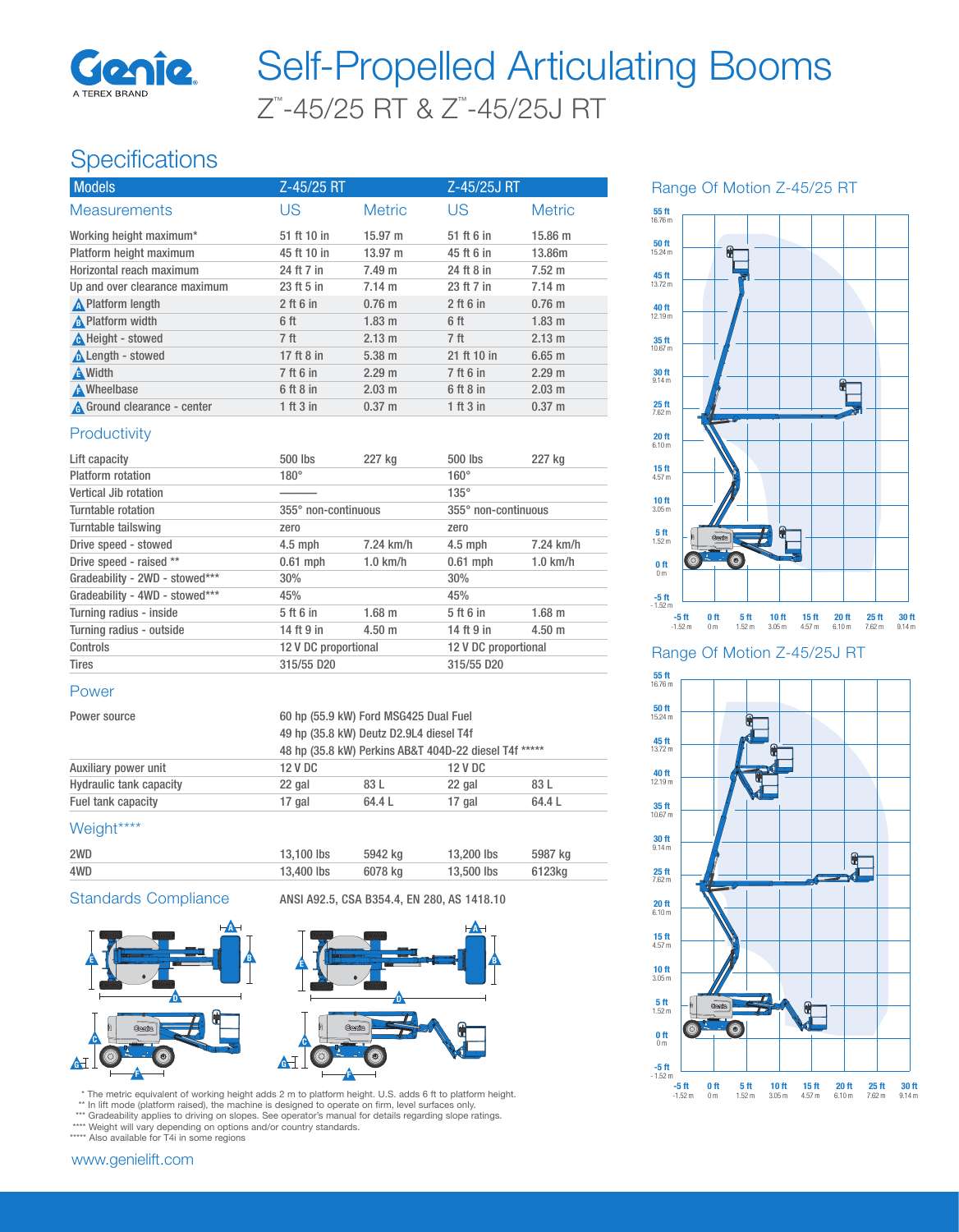# Self-Propelled Articulating Booms

## Z™-45/25 RT & Z™-45/25J RT

## Specifications

| Models | Z-45/25 RT | | Z-45/25J RT | |
|---|---|---|---|---|
| Measurements | US | Metric | US | Metric |
| Working height maximum* | 51 ft 10 in | 15.97 m | 51 ft 6 in | 15.86 m |
| Platform height maximum | 45 ft 10 in | 13.97 m | 45 ft 6 in | 13.86m |
| Horizontal reach maximum | 24 ft 7 in | 7.49 m | 24 ft 8 in | 7.52 m |
| Up and over clearance maximum | 23 ft 5 in | 7.14 m | 23 ft 7 in | 7.14 m |
| A Platform length | 2 ft 6 in | 0.76 m | 2 ft 6 in | 0.76 m |
| B Platform width | 6 ft | 1.83 m | 6 ft | 1.83 m |
| C Height - stowed | 7 ft | 2.13 m | 7 ft | 2.13 m |
| D Length - stowed | 17 ft 8 in | 5.38 m | 21 ft 10 in | 6.65 m |
| E Width | 7 ft 6 in | 2.29 m | 7 ft 6 in | 2.29 m |
| F Wheelbase | 6 ft 8 in | 2.03 m | 6 ft 8 in | 2.03 m |
| G Ground clearance - center | 1 ft 3 in | 0.37 m | 1 ft 3 in | 0.37 m |

### Productivity

| | | | | |
|---|---|---|---|---|
| Lift capacity | 500 lbs | 227 kg | 500 lbs | 227 kg |
| Platform rotation | 180° | | 160° | |
| Vertical Jib rotation | ——— | | 135° | |
| Turntable rotation | 355° non-continuous | | 355° non-continuous | |
| Turntable tailswing | zero | | zero | |
| Drive speed - stowed | 4.5 mph | 7.24 km/h | 4.5 mph | 7.24 km/h |
| Drive speed - raised ** | 0.61 mph | 1.0 km/h | 0.61 mph | 1.0 km/h |
| Gradeability - 2WD - stowed*** | 30% | | 30% | |
| Gradeability - 4WD - stowed*** | 45% | | 45% | |
| Turning radius - inside | 5 ft 6 in | 1.68 m | 5 ft 6 in | 1.68 m |
| Turning radius - outside | 14 ft 9 in | 4.50 m | 14 ft 9 in | 4.50 m |
| Controls | 12 V DC proportional | | 12 V DC proportional | |
| Tires | 315/55 D20 | | 315/55 D20 | |

### Power

| | | | | |
|---|---|---|---|---|
| Power source | 60 hp (55.9 kW) Ford MSG425 Dual Fuel<br>49 hp (35.8 kW) Deutz D2.9L4 diesel T4f<br>48 hp (35.8 kW) Perkins AB&T 404D-22 diesel T4f ***** | | | |
| Auxiliary power unit | 12 V DC | | 12 V DC | |
| Hydraulic tank capacity | 22 gal | 83 L | 22 gal | 83 L |
| Fuel tank capacity | 17 gal | 64.4 L | 17 gal | 64.4 L |

### Weight****

| | | | | |
|---|---|---|---|---|
| 2WD | 13,100 lbs | 5942 kg | 13,200 lbs | 5987 kg |
| 4WD | 13,400 lbs | 6078 kg | 13,500 lbs | 6123kg |

### Standards Compliance

ANSI A92.5, CSA B354.4, EN 280, AS 1418.10

### Range Of Motion Z-45/25 RT

### Range Of Motion Z-45/25J RT

\* The metric equivalent of working height adds 2 m to platform height. U.S. adds 6 ft to platform height.
\** In lift mode (platform raised), the machine is designed to operate on firm, level surfaces only.
\*** Gradeability applies to driving on slopes. See operator's manual for details regarding slope ratings.
\**** Weight will vary depending on options and/or country standards.
\***** Also available for T4i in some regions

www.genielift.com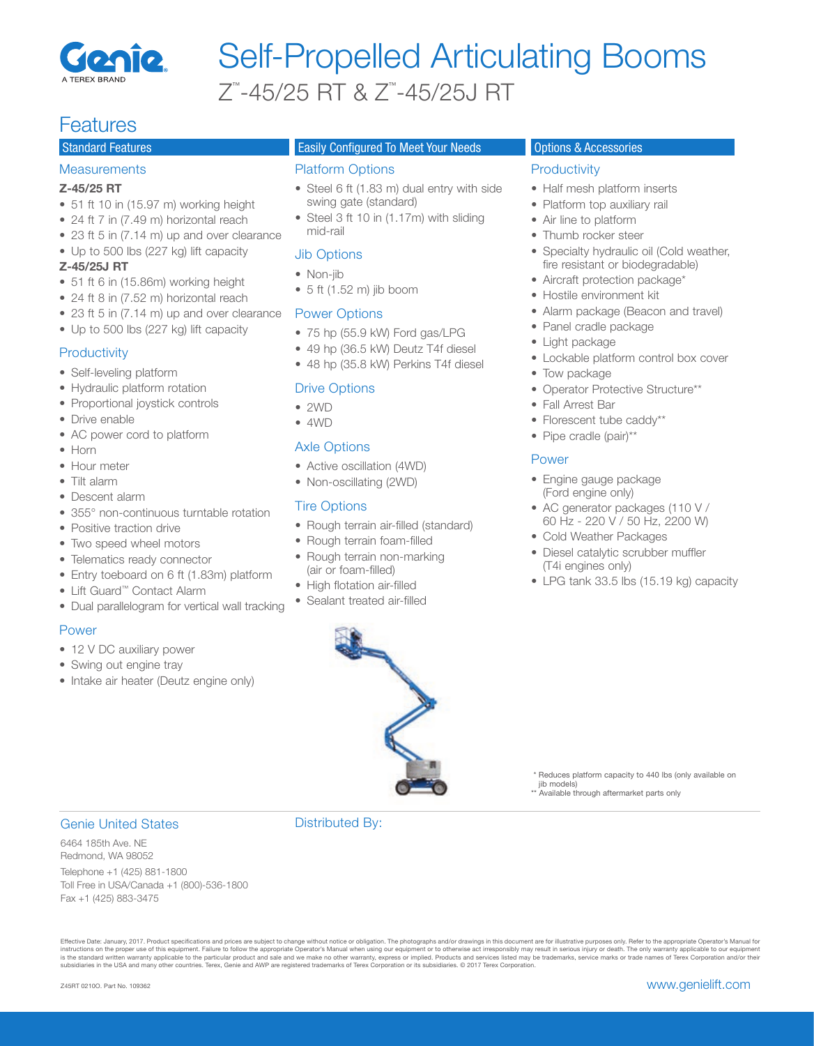# Self-Propelled Articulating Booms

Z™-45/25 RT & Z™-45/25J RT

## Features

### Standard Features

#### Measurements

**Z-45/25 RT**

- 51 ft 10 in (15.97 m) working height
- 24 ft 7 in (7.49 m) horizontal reach
- 23 ft 5 in (7.14 m) up and over clearance
- Up to 500 lbs (227 kg) lift capacity

**Z-45/25J RT**

- 51 ft 6 in (15.86m) working height
- 24 ft 8 in (7.52 m) horizontal reach
- 23 ft 5 in (7.14 m) up and over clearance
- Up to 500 lbs (227 kg) lift capacity

#### Productivity

- Self-leveling platform
- Hydraulic platform rotation
- Proportional joystick controls
- Drive enable
- AC power cord to platform
- Horn
- Hour meter
- Tilt alarm
- Descent alarm
- 355° non-continuous turntable rotation
- Positive traction drive
- Two speed wheel motors
- Telematics ready connector
- Entry toeboard on 6 ft (1.83m) platform
- Lift Guard™ Contact Alarm
- Dual parallelogram for vertical wall tracking

#### Power

- 12 V DC auxiliary power
- Swing out engine tray
- Intake air heater (Deutz engine only)

### Easily Configured To Meet Your Needs

#### Platform Options

- Steel 6 ft (1.83 m) dual entry with side swing gate (standard)
- Steel 3 ft 10 in (1.17m) with sliding mid-rail

#### Jib Options

- Non-jib
- 5 ft (1.52 m) jib boom

#### Power Options

- 75 hp (55.9 kW) Ford gas/LPG
- 49 hp (36.5 kW) Deutz T4f diesel
- 48 hp (35.8 kW) Perkins T4f diesel

#### Drive Options

- 2WD
- 4WD

#### Axle Options

- Active oscillation (4WD)
- Non-oscillating (2WD)

#### Tire Options

- Rough terrain air-filled (standard)
- Rough terrain foam-filled
- Rough terrain non-marking (air or foam-filled)
- High flotation air-filled
- Sealant treated air-filled

### Options & Accessories

#### Productivity

- Half mesh platform inserts
- Platform top auxiliary rail
- Air line to platform
- Thumb rocker steer
- Specialty hydraulic oil (Cold weather, fire resistant or biodegradable)
- Aircraft protection package*
- Hostile environment kit
- Alarm package (Beacon and travel)
- Panel cradle package
- Light package
- Lockable platform control box cover
- Tow package
- Operator Protective Structure**
- Fall Arrest Bar
- Florescent tube caddy**
- Pipe cradle (pair)**

#### Power

- Engine gauge package (Ford engine only)
- AC generator packages (110 V / 60 Hz - 220 V / 50 Hz, 2200 W)
- Cold Weather Packages
- Diesel catalytic scrubber muffler (T4i engines only)
- LPG tank 33.5 lbs (15.19 kg) capacity

\* Reduces platform capacity to 440 lbs (only available on jib models)
\*\* Available through aftermarket parts only

### Genie United States

6464 185th Ave. NE
Redmond, WA 98052

Telephone +1 (425) 881-1800
Toll Free in USA/Canada +1 (800)-536-1800
Fax +1 (425) 883-3475

Distributed By:

Effective Date: January, 2017. Product specifications and prices are subject to change without notice or obligation. The photographs and/or drawings in this document are for illustrative purposes only. Refer to the appropriate Operator's Manual for instructions on the proper use of this equipment. Failure to follow the appropriate Operator's Manual when using our equipment or to otherwise act irresponsibly may result in serious injury or death. The only warranty applicable to our equipment is the standard written warranty applicable to the particular product and sale and we make no other warranty, express or implied. Products and services listed may be trademarks, service marks or trade names of Terex Corporation and/or their subsidiaries in the USA and many other countries. Terex, Genie and AWP are registered trademarks of Terex Corporation or its subsidiaries. © 2017 Terex Corporation.

Z45RT 0210O. Part No. 109362

www.genielift.com